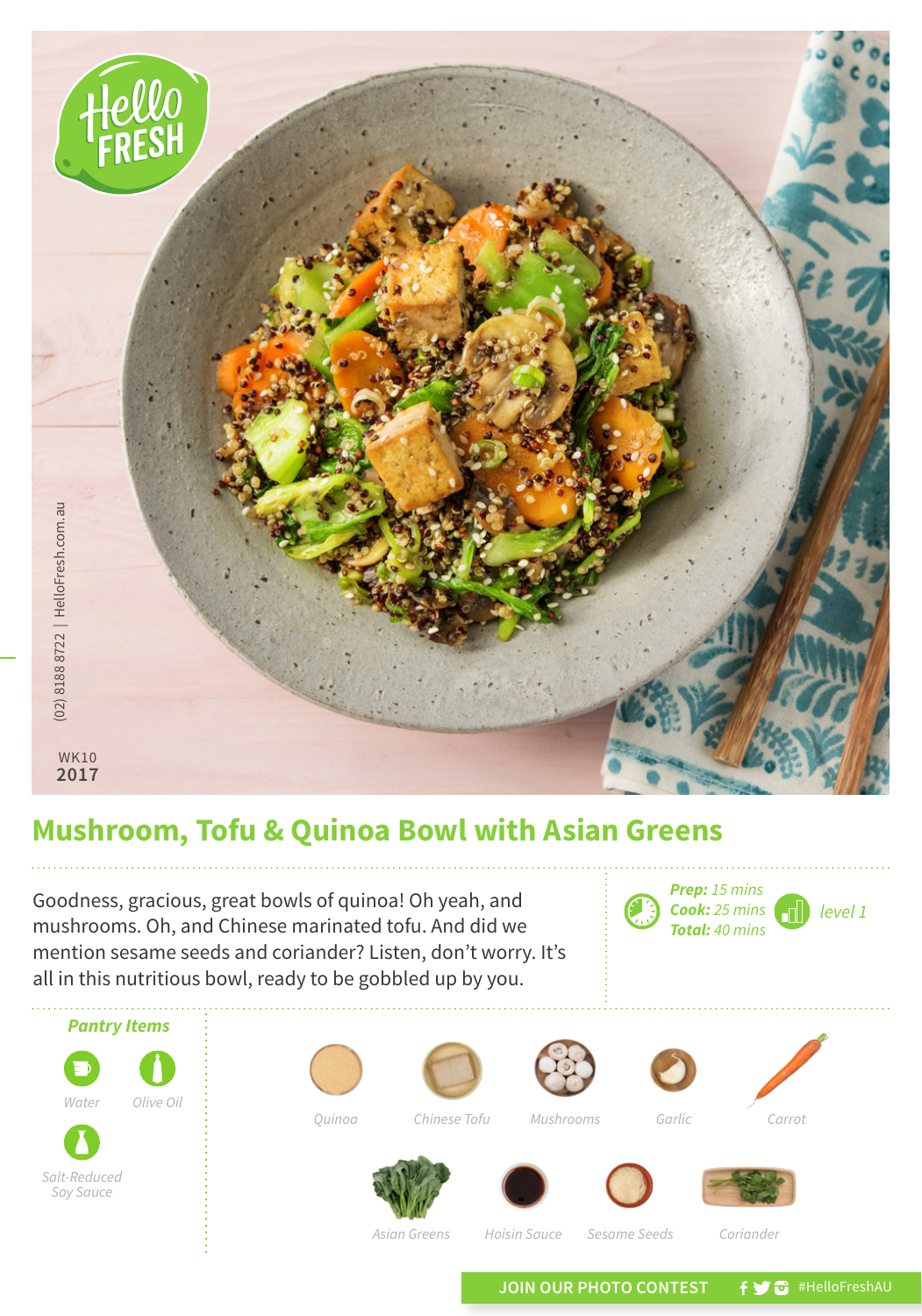(02) 8188 8722 | HelloFresh.com.au

WK10
2017

# Mushroom, Tofu & Quinoa Bowl with Asian Greens

Goodness, gracious, great bowls of quinoa! Oh yeah, and mushrooms. Oh, and Chinese marinated tofu. And did we mention sesame seeds and coriander? Listen, don't worry. It's all in this nutritious bowl, ready to be gobbled up by you.

**Prep:** 15 mins
**Cook:** 25 mins
**Total:** 40 mins

level 1

### Pantry Items

- Water
- Olive Oil
- Salt-Reduced Soy Sauce

### Ingredients

- Quinoa
- Chinese Tofu
- Mushrooms
- Garlic
- Carrot
- Asian Greens
- Hoisin Sauce
- Sesame Seeds
- Coriander

JOIN OUR PHOTO CONTEST #HelloFreshAU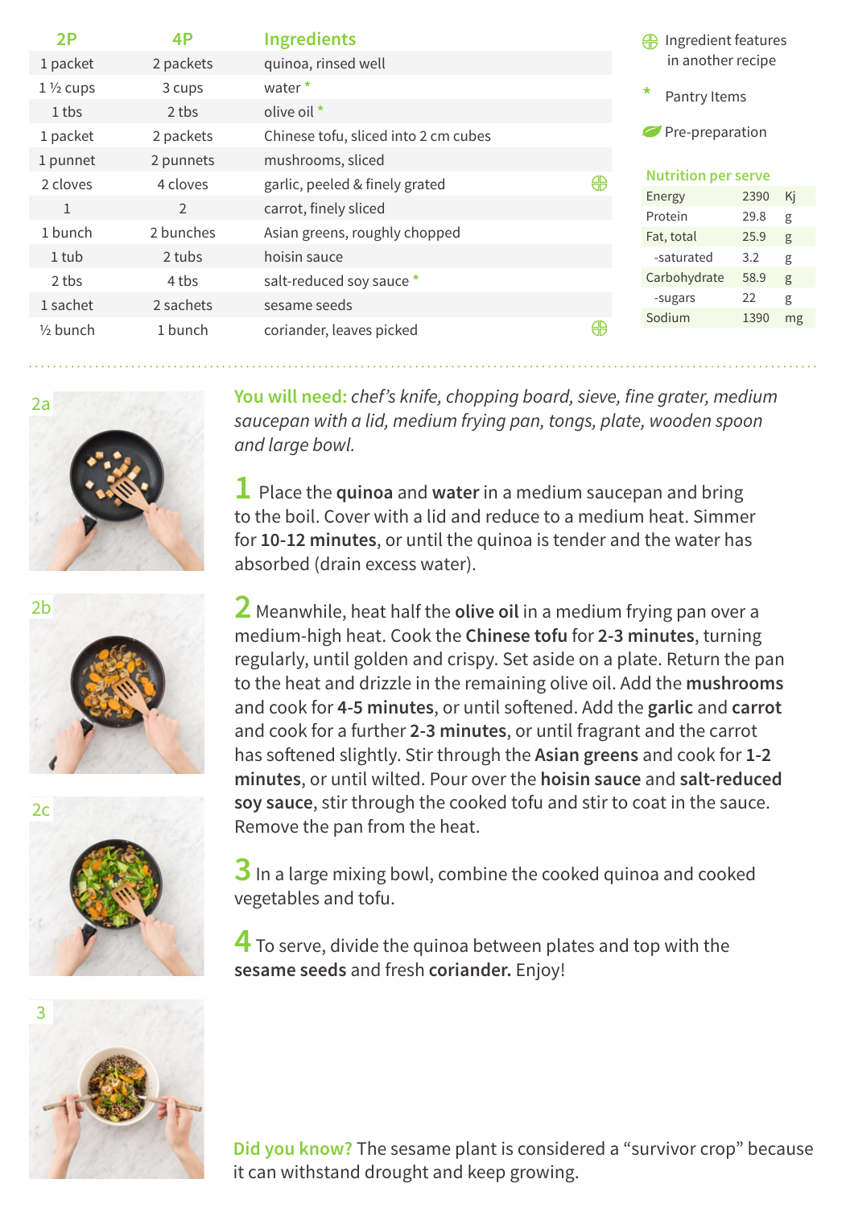| 2P | 4P | Ingredients | |
|---|---|---|---|
| 1 packet | 2 packets | quinoa, rinsed well | |
| 1 ½ cups | 3 cups | water * | |
| 1 tbs | 2 tbs | olive oil * | |
| 1 packet | 2 packets | Chinese tofu, sliced into 2 cm cubes | |
| 1 punnet | 2 punnets | mushrooms, sliced | |
| 2 cloves | 4 cloves | garlic, peeled & finely grated | ⊕ |
| 1 | 2 | carrot, finely sliced | |
| 1 bunch | 2 bunches | Asian greens, roughly chopped | |
| 1 tub | 2 tubs | hoisin sauce | |
| 2 tbs | 4 tbs | salt-reduced soy sauce * | |
| 1 sachet | 2 sachets | sesame seeds | |
| ½ bunch | 1 bunch | coriander, leaves picked | ⊕ |

⊕ Ingredient features in another recipe

\* Pantry Items

Pre-preparation

**Nutrition per serve**

| | | |
|---|---|---|
| Energy | 2390 | Kj |
| Protein | 29.8 | g |
| Fat, total | 25.9 | g |
| -saturated | 3.2 | g |
| Carbohydrate | 58.9 | g |
| -sugars | 22 | g |
| Sodium | 1390 | mg |

**You will need:** *chef's knife, chopping board, sieve, fine grater, medium saucepan with a lid, medium frying pan, tongs, plate, wooden spoon and large bowl.*

**1** Place the **quinoa** and **water** in a medium saucepan and bring to the boil. Cover with a lid and reduce to a medium heat. Simmer for **10-12 minutes**, or until the quinoa is tender and the water has absorbed (drain excess water).

**2** Meanwhile, heat half the **olive oil** in a medium frying pan over a medium-high heat. Cook the **Chinese tofu** for **2-3 minutes**, turning regularly, until golden and crispy. Set aside on a plate. Return the pan to the heat and drizzle in the remaining olive oil. Add the **mushrooms** and cook for **4-5 minutes**, or until softened. Add the **garlic** and **carrot** and cook for a further **2-3 minutes**, or until fragrant and the carrot has softened slightly. Stir through the **Asian greens** and cook for **1-2 minutes**, or until wilted. Pour over the **hoisin sauce** and **salt-reduced soy sauce**, stir through the cooked tofu and stir to coat in the sauce. Remove the pan from the heat.

**3** In a large mixing bowl, combine the cooked quinoa and cooked vegetables and tofu.

**4** To serve, divide the quinoa between plates and top with the **sesame seeds** and fresh **coriander.** Enjoy!

2a

2b

2c

3

**Did you know?** The sesame plant is considered a "survivor crop" because it can withstand drought and keep growing.